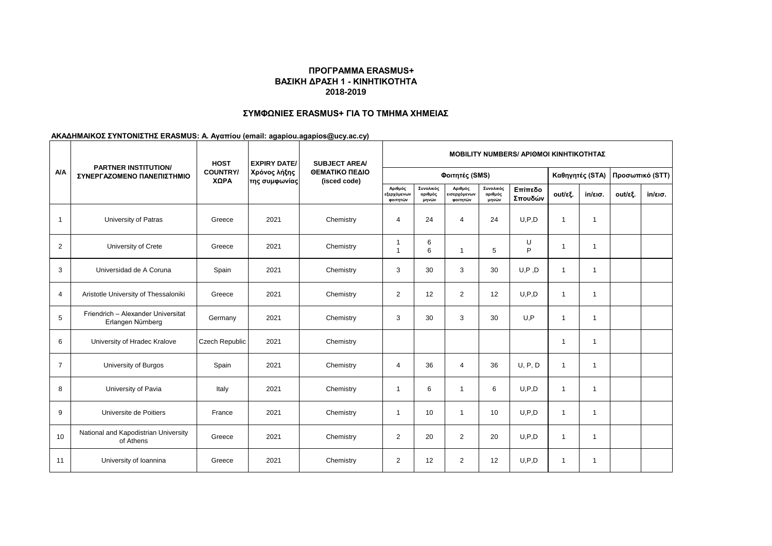## ΠΡΟΓΡΑΜΜΑ ERASMUS+
## ΒΑΣΙΚΗ ΔΡΑΣΗ 1 - ΚΙΝΗΤΙΚΟΤΗΤΑ
## 2018-2019

### ΣΥΜΦΩΝΙΕΣ ERASMUS+ ΓΙΑ ΤΟ ΤΜΗΜΑ ΧΗΜΕΙΑΣ

**ΑΚΑΔΗΜΑΙΚΟΣ ΣΥΝΤΟΝΙΣΤΗΣ ERASMUS: Α. Αγαπίου (email: agapiou.agapios@ucy.ac.cy)**

| Α/Α | PARTNER INSTITUTION/ ΣΥΝΕΡΓΑΖΟΜΕΝΟ ΠΑΝΕΠΙΣΤΗΜΙΟ | HOST COUNTRY/ ΧΩΡΑ | EXPIRY DATE/ Χρόνος λήξης της συμφωνίας | SUBJECT AREA/ ΘΕΜΑΤΙΚΟ ΠΕΔΙΟ (isced code) | MOBILITY NUMBERS/ ΑΡΙΘΜΟΙ ΚΙΝΗΤΙΚΟΤΗΤΑΣ | | | | | | | | |
|---|---|---|---|---|---|---|---|---|---|---|---|---|---|
| | | | | | Φοιτητές (SMS) | | | | | Καθηγητές (STA) | | Προσωπικό (STT) | |
| | | | | | Αριθμός εξερχόμενων φοιτητών | Συνολικός αριθμός μηνών | Αριθμός εισερχόμενων φοιτητών | Συνολικός αριθμός μηνών | Επίπεδο Σπουδών | out/εξ. | in/εισ. | out/εξ. | in/εισ. |
| 1 | University of Patras | Greece | 2021 | Chemistry | 4 | 24 | 4 | 24 | U,P,D | 1 | 1 | | |
| 2 | University of Crete | Greece | 2021 | Chemistry | 1<br>1 | 6<br>6 | 1 | 5 | U<br>P | 1 | 1 | | |
| 3 | Universidad de A Coruna | Spain | 2021 | Chemistry | 3 | 30 | 3 | 30 | U,P ,D | 1 | 1 | | |
| 4 | Aristotle University of Thessaloniki | Greece | 2021 | Chemistry | 2 | 12 | 2 | 12 | U,P,D | 1 | 1 | | |
| 5 | Friendrich – Alexander Universitat Erlangen Nürnberg | Germany | 2021 | Chemistry | 3 | 30 | 3 | 30 | U,P | 1 | 1 | | |
| 6 | University of Hradec Kralove | Czech Republic | 2021 | Chemistry | | | | | | 1 | 1 | | |
| 7 | University of Burgos | Spain | 2021 | Chemistry | 4 | 36 | 4 | 36 | U, P, D | 1 | 1 | | |
| 8 | University of Pavia | Italy | 2021 | Chemistry | 1 | 6 | 1 | 6 | U,P,D | 1 | 1 | | |
| 9 | Universite de Poitiers | France | 2021 | Chemistry | 1 | 10 | 1 | 10 | U,P,D | 1 | 1 | | |
| 10 | National and Kapodistrian University of Athens | Greece | 2021 | Chemistry | 2 | 20 | 2 | 20 | U,P,D | 1 | 1 | | |
| 11 | University of Ioannina | Greece | 2021 | Chemistry | 2 | 12 | 2 | 12 | U,P,D | 1 | 1 | | |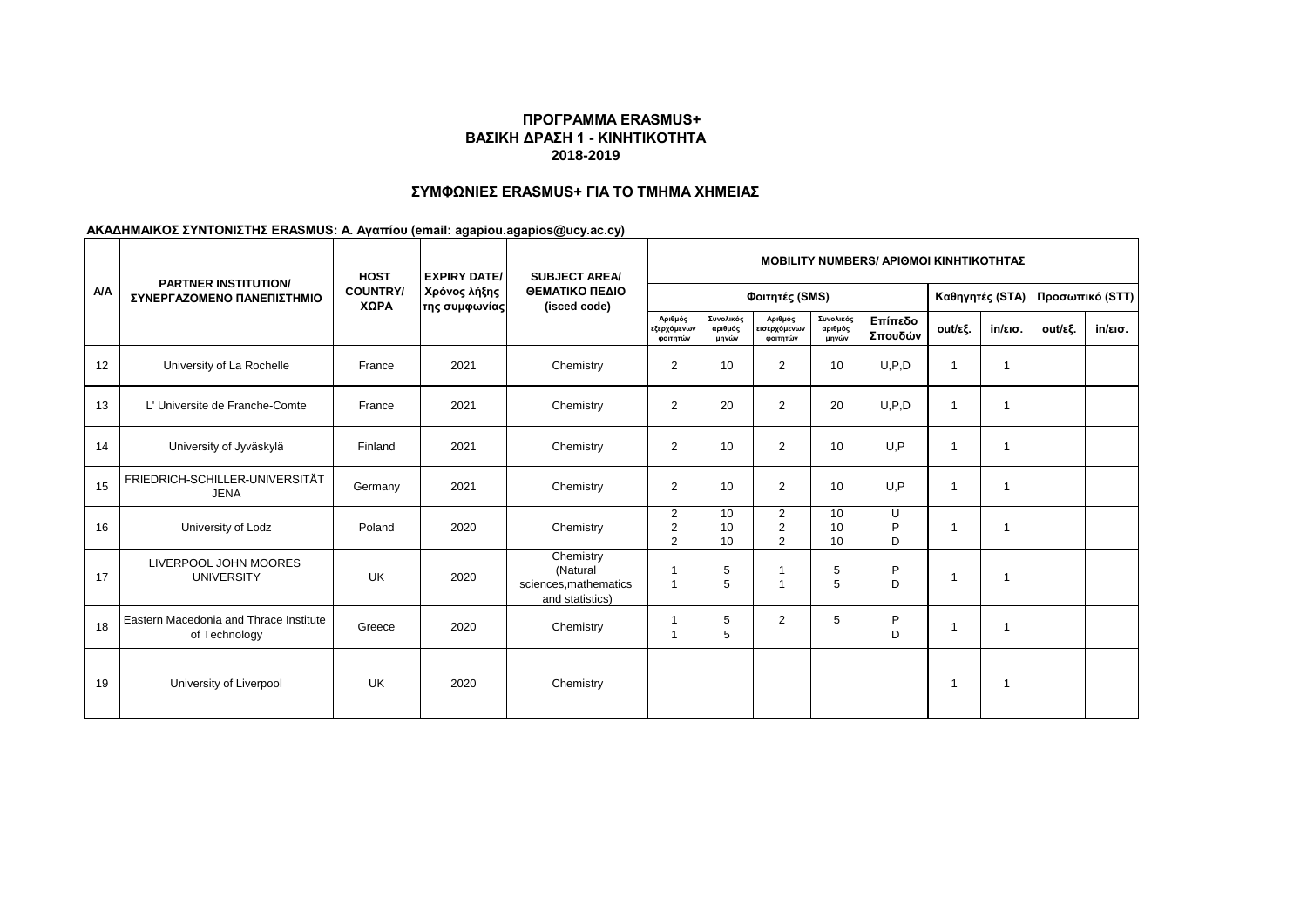## ΠΡΟΓΡΑΜΜΑ ERASMUS+
## ΒΑΣΙΚΗ ΔΡΑΣΗ 1 - ΚΙΝΗΤΙΚΟΤΗΤΑ
## 2018-2019

### ΣΥΜΦΩΝΙΕΣ ERASMUS+ ΓΙΑ ΤΟ ΤΜΗΜΑ ΧΗΜΕΙΑΣ

**ΑΚΑΔΗΜΑΙΚΟΣ ΣΥΝΤΟΝΙΣΤΗΣ ERASMUS: Α. Αγαπίου (email: agapiou.agapios@ucy.ac.cy)**

| Α/Α | PARTNER INSTITUTION/ ΣΥΝΕΡΓΑΖΟΜΕΝΟ ΠΑΝΕΠΙΣΤΗΜΙΟ | HOST COUNTRY/ ΧΩΡΑ | EXPIRY DATE/ Χρόνος λήξης της συμφωνίας | SUBJECT AREA/ ΘΕΜΑΤΙΚΟ ΠΕΔΙΟ (isced code) | MOBILITY NUMBERS/ ΑΡΙΘΜΟΙ ΚΙΝΗΤΙΚΟΤΗΤΑΣ | | | | | | | | |
|---|---|---|---|---|---|---|---|---|---|---|---|---|---|
| | | | | | Φοιτητές (SMS) | | | | | Καθηγητές (STA) | | Προσωπικό (STT) | |
| | | | | | Αριθμός εξερχόμενων φοιτητών | Συνολικός αριθμός μηνών | Αριθμός εισερχόμενων φοιτητών | Συνολικός αριθμός μηνών | Επίπεδο Σπουδών | out/εξ. | in/εισ. | out/εξ. | in/εισ. |
| 12 | University of La Rochelle | France | 2021 | Chemistry | 2 | 10 | 2 | 10 | U,P,D | 1 | 1 | | |
| 13 | L' Universite de Franche-Comte | France | 2021 | Chemistry | 2 | 20 | 2 | 20 | U,P,D | 1 | 1 | | |
| 14 | University of Jyväskylä | Finland | 2021 | Chemistry | 2 | 10 | 2 | 10 | U,P | 1 | 1 | | |
| 15 | FRIEDRICH-SCHILLER-UNIVERSITÄT JENA | Germany | 2021 | Chemistry | 2 | 10 | 2 | 10 | U,P | 1 | 1 | | |
| 16 | University of Lodz | Poland | 2020 | Chemistry | 2<br>2<br>2 | 10<br>10<br>10 | 2<br>2<br>2 | 10<br>10<br>10 | U<br>P<br>D | 1 | 1 | | |
| 17 | LIVERPOOL JOHN MOORES UNIVERSITY | UK | 2020 | Chemistry (Natural sciences,mathematics and statistics) | 1<br>1 | 5<br>5 | 1<br>1 | 5<br>5 | P<br>D | 1 | 1 | | |
| 18 | Eastern Macedonia and Thrace Institute of Technology | Greece | 2020 | Chemistry | 1<br>1 | 5<br>5 | 2 | 5 | P<br>D | 1 | 1 | | |
| 19 | University of Liverpool | UK | 2020 | Chemistry | | | | | | 1 | 1 | | |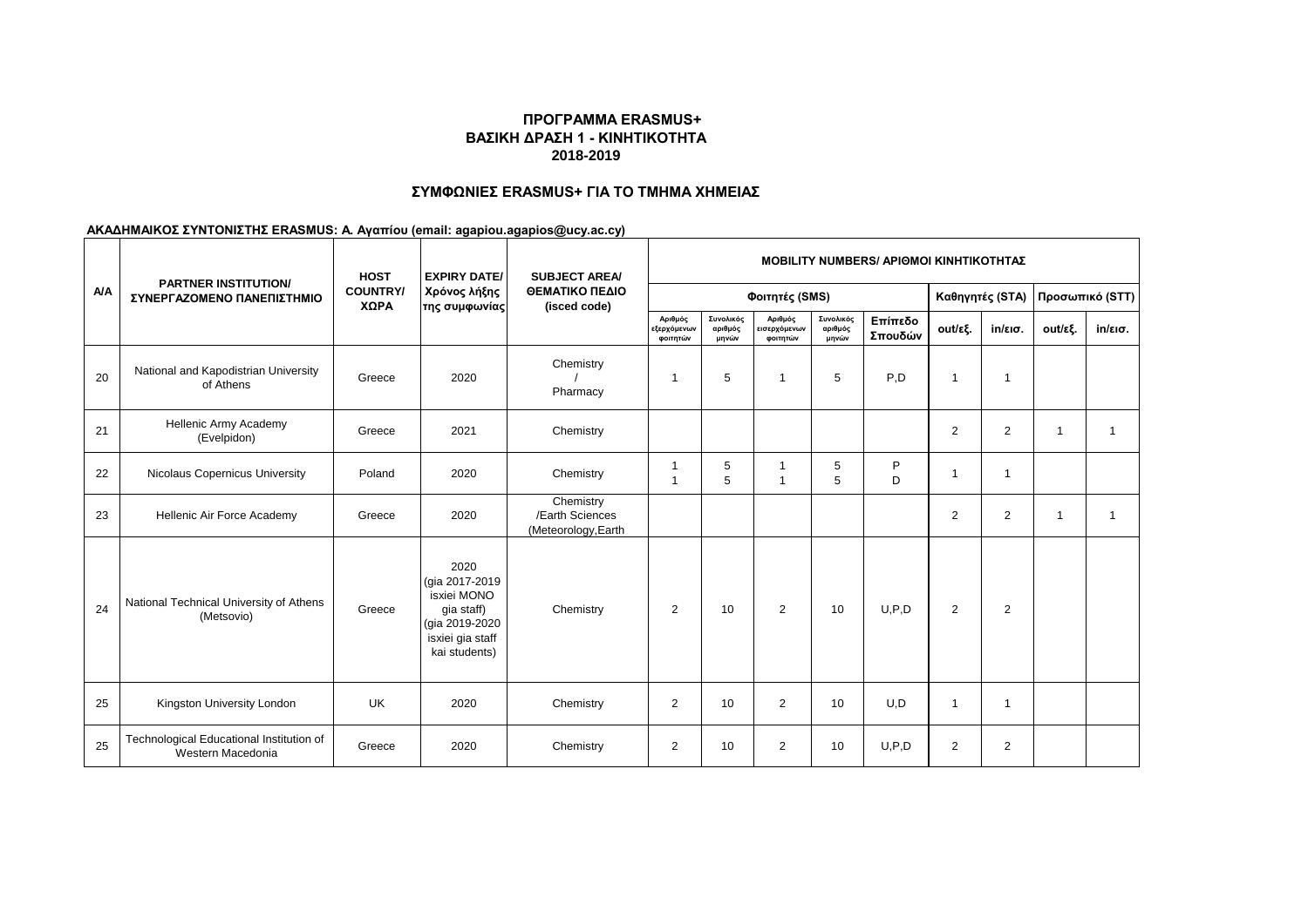**ΠΡΟΓΡΑΜΜΑ ERASMUS+**
**ΒΑΣΙΚΗ ΔΡΑΣΗ 1 - ΚΙΝΗΤΙΚΟΤΗΤΑ**
**2018-2019**

**ΣΥΜΦΩΝΙΕΣ ERASMUS+ ΓΙΑ ΤΟ ΤΜΗΜΑ ΧΗΜΕΙΑΣ**

**ΑΚΑΔΗΜΑΙΚΟΣ ΣΥΝΤΟΝΙΣΤΗΣ ERASMUS: Α. Αγαπίου (email: agapiou.agapios@ucy.ac.cy)**

| Α/Α | PARTNER INSTITUTION/ ΣΥΝΕΡΓΑΖΟΜΕΝΟ ΠΑΝΕΠΙΣΤΗΜΙΟ | HOST COUNTRY/ ΧΩΡΑ | EXPIRY DATE/ Χρόνος λήξης της συμφωνίας | SUBJECT AREA/ ΘΕΜΑΤΙΚΟ ΠΕΔΙΟ (isced code) | MOBILITY NUMBERS/ ΑΡΙΘΜΟΙ ΚΙΝΗΤΙΚΟΤΗΤΑΣ | | | | | | | | |
|---|---|---|---|---|---|---|---|---|---|---|---|---|---|
| | | | | | Φοιτητές (SMS) | | | | | Καθηγητές (STA) | | Προσωπικό (STT) | |
| | | | | | Αριθμός εξερχόμενων φοιτητών | Συνολικός αριθμός μηνών | Αριθμός εισερχόμενων φοιτητών | Συνολικός αριθμός μηνών | Επίπεδο Σπουδών | out/εξ. | in/εισ. | out/εξ. | in/εισ. |
| 20 | National and Kapodistrian University of Athens | Greece | 2020 | Chemistry / Pharmacy | 1 | 5 | 1 | 5 | P,D | 1 | 1 | | |
| 21 | Hellenic Army Academy (Evelpidon) | Greece | 2021 | Chemistry | | | | | | 2 | 2 | 1 | 1 |
| 22 | Nicolaus Copernicus University | Poland | 2020 | Chemistry | 1<br>1 | 5<br>5 | 1<br>1 | 5<br>5 | P<br>D | 1 | 1 | | |
| 23 | Hellenic Air Force Academy | Greece | 2020 | Chemistry /Earth Sciences (Meteorology,Earth | | | | | | 2 | 2 | 1 | 1 |
| 24 | National Technical University of Athens (Metsovio) | Greece | 2020 (gia 2017-2019 isxiei MONO gia staff) (gia 2019-2020 isxiei gia staff kai students) | Chemistry | 2 | 10 | 2 | 10 | U,P,D | 2 | 2 | | |
| 25 | Kingston University London | UK | 2020 | Chemistry | 2 | 10 | 2 | 10 | U,D | 1 | 1 | | |
| 25 | Technological Educational Institution of Western Macedonia | Greece | 2020 | Chemistry | 2 | 10 | 2 | 10 | U,P,D | 2 | 2 | | |